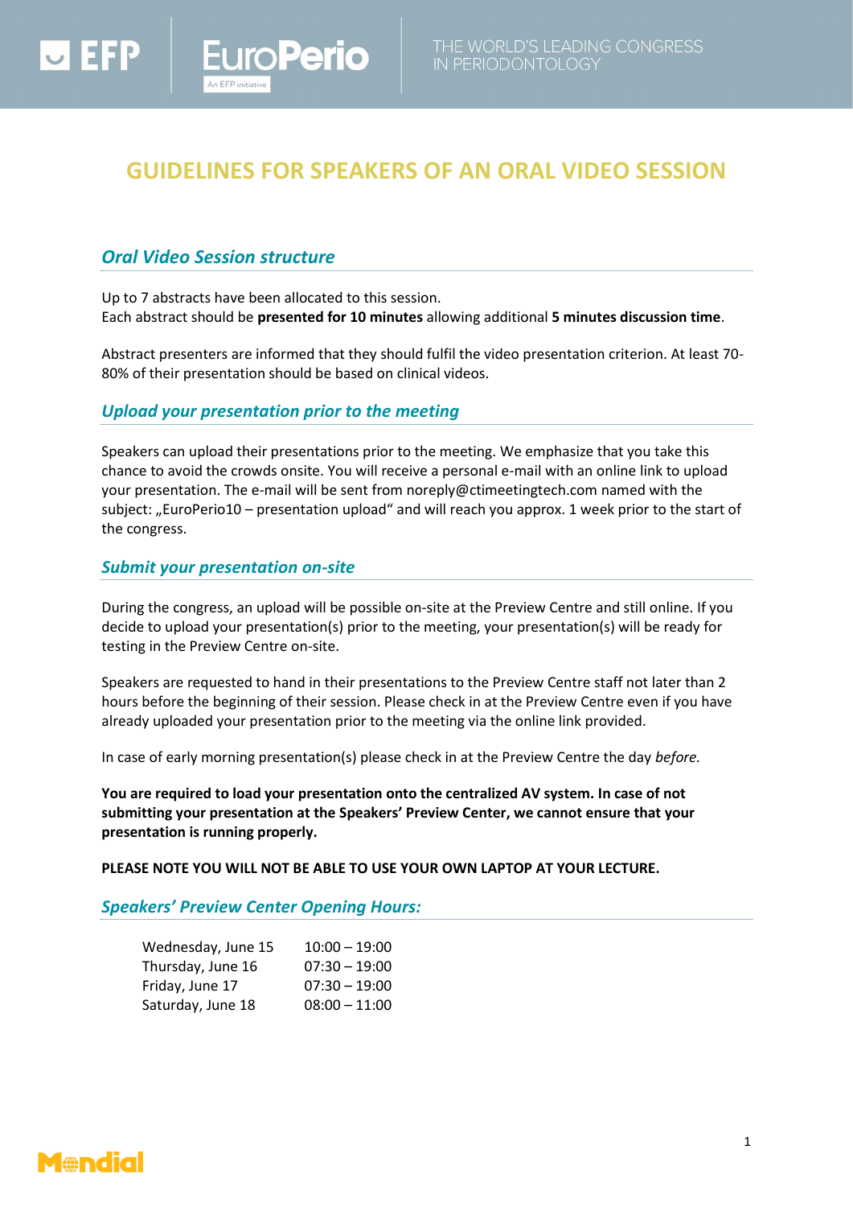# GUIDELINES FOR SPEAKERS OF AN ORAL VIDEO SESSION

## *Oral Video Session structure*

Up to 7 abstracts have been allocated to this session.
Each abstract should be **presented for 10 minutes** allowing additional **5 minutes discussion time**.

Abstract presenters are informed that they should fulfil the video presentation criterion. At least 70-80% of their presentation should be based on clinical videos.

## *Upload your presentation prior to the meeting*

Speakers can upload their presentations prior to the meeting. We emphasize that you take this chance to avoid the crowds onsite. You will receive a personal e-mail with an online link to upload your presentation. The e-mail will be sent from noreply@ctimeetingtech.com named with the subject: „EuroPerio10 – presentation upload“ and will reach you approx. 1 week prior to the start of the congress.

## *Submit your presentation on-site*

During the congress, an upload will be possible on-site at the Preview Centre and still online. If you decide to upload your presentation(s) prior to the meeting, your presentation(s) will be ready for testing in the Preview Centre on-site.

Speakers are requested to hand in their presentations to the Preview Centre staff not later than 2 hours before the beginning of their session. Please check in at the Preview Centre even if you have already uploaded your presentation prior to the meeting via the online link provided.

In case of early morning presentation(s) please check in at the Preview Centre the day *before*.

**You are required to load your presentation onto the centralized AV system. In case of not submitting your presentation at the Speakers' Preview Center, we cannot ensure that your presentation is running properly.**

**PLEASE NOTE YOU WILL NOT BE ABLE TO USE YOUR OWN LAPTOP AT YOUR LECTURE.**

## *Speakers' Preview Center Opening Hours:*

| | |
|---|---|
| Wednesday, June 15 | 10:00 – 19:00 |
| Thursday, June 16 | 07:30 – 19:00 |
| Friday, June 17 | 07:30 – 19:00 |
| Saturday, June 18 | 08:00 – 11:00 |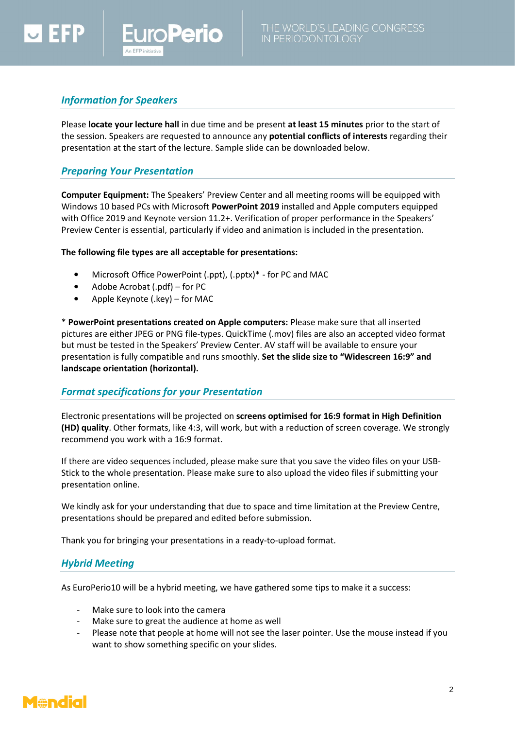## *Information for Speakers*

Please **locate your lecture hall** in due time and be present **at least 15 minutes** prior to the start of the session. Speakers are requested to announce any **potential conflicts of interests** regarding their presentation at the start of the lecture. Sample slide can be downloaded below.

## *Preparing Your Presentation*

**Computer Equipment:** The Speakers' Preview Center and all meeting rooms will be equipped with Windows 10 based PCs with Microsoft **PowerPoint 2019** installed and Apple computers equipped with Office 2019 and Keynote version 11.2+. Verification of proper performance in the Speakers' Preview Center is essential, particularly if video and animation is included in the presentation.

**The following file types are all acceptable for presentations:**

- Microsoft Office PowerPoint (.ppt), (.pptx)* - for PC and MAC
- Adobe Acrobat (.pdf) – for PC
- Apple Keynote (.key) – for MAC

\* **PowerPoint presentations created on Apple computers:** Please make sure that all inserted pictures are either JPEG or PNG file-types. QuickTime (.mov) files are also an accepted video format but must be tested in the Speakers' Preview Center. AV staff will be available to ensure your presentation is fully compatible and runs smoothly. **Set the slide size to "Widescreen 16:9" and landscape orientation (horizontal).**

## *Format specifications for your Presentation*

Electronic presentations will be projected on **screens optimised for 16:9 format in High Definition (HD) quality**. Other formats, like 4:3, will work, but with a reduction of screen coverage. We strongly recommend you work with a 16:9 format.

If there are video sequences included, please make sure that you save the video files on your USB-Stick to the whole presentation. Please make sure to also upload the video files if submitting your presentation online.

We kindly ask for your understanding that due to space and time limitation at the Preview Centre, presentations should be prepared and edited before submission.

Thank you for bringing your presentations in a ready-to-upload format.

## *Hybrid Meeting*

As EuroPerio10 will be a hybrid meeting, we have gathered some tips to make it a success:

- Make sure to look into the camera
- Make sure to great the audience at home as well
- Please note that people at home will not see the laser pointer. Use the mouse instead if you want to show something specific on your slides.